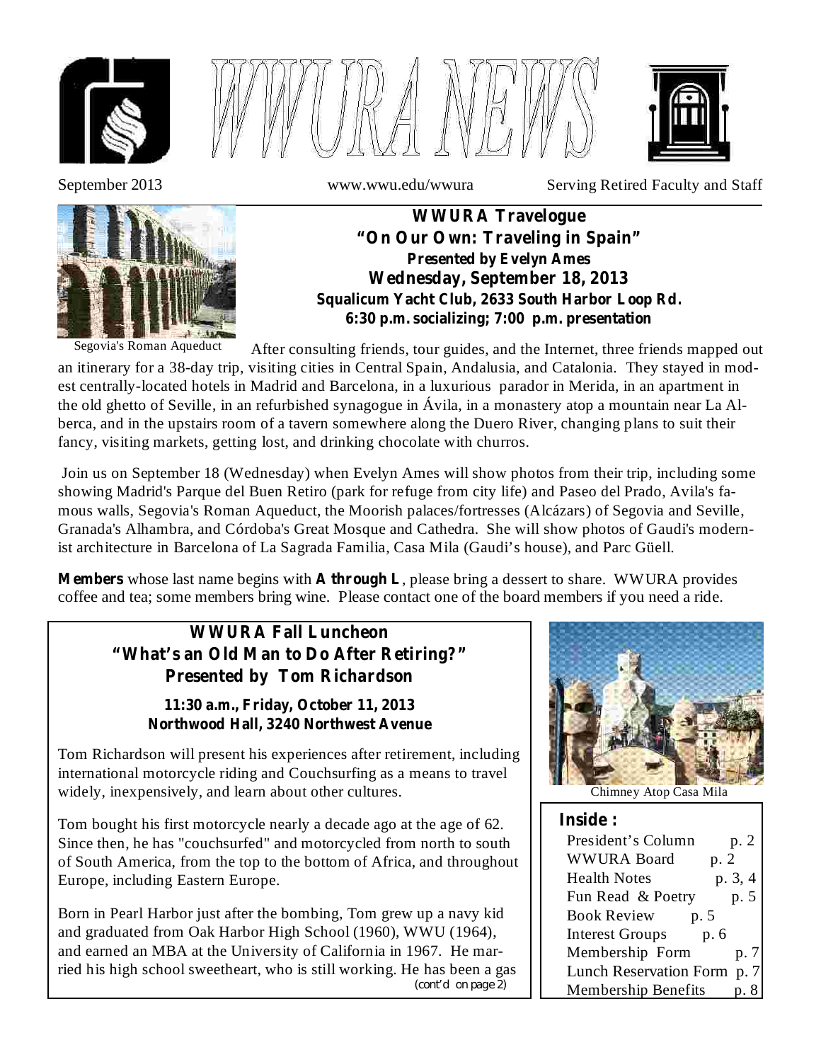# WWURA NEWS

September 2013 www.wwu.edu/wwura Serving Retired Faculty and Staff

Segovia's Roman Aqueduct

## WWURA Travelogue
## "On Our Own: Traveling in Spain"
### Presented by Evelyn Ames
### Wednesday, September 18, 2013
**Squalicum Yacht Club, 2633 South Harbor Loop Rd.**
**6:30 p.m. socializing; 7:00 p.m. presentation**

After consulting friends, tour guides, and the Internet, three friends mapped out an itinerary for a 38-day trip, visiting cities in Central Spain, Andalusia, and Catalonia. They stayed in modest centrally-located hotels in Madrid and Barcelona, in a luxurious parador in Merida, in an apartment in the old ghetto of Seville, in an refurbished synagogue in Ávila, in a monastery atop a mountain near La Alberca, and in the upstairs room of a tavern somewhere along the Duero River, changing plans to suit their fancy, visiting markets, getting lost, and drinking chocolate with churros.

Join us on September 18 (Wednesday) when Evelyn Ames will show photos from their trip, including some showing Madrid's Parque del Buen Retiro (park for refuge from city life) and Paseo del Prado, Avila's famous walls, Segovia's Roman Aqueduct, the Moorish palaces/fortresses (Alcázars) of Segovia and Seville, Granada's Alhambra, and Córdoba's Great Mosque and Cathedra. She will show photos of Gaudi's modernist architecture in Barcelona of La Sagrada Familia, Casa Mila (Gaudi's house), and Parc Güell.

**Members** whose last name begins with **A through L**, please bring a dessert to share. WWURA provides coffee and tea; some members bring wine. Please contact one of the board members if you need a ride.

## WWURA Fall Luncheon
## "What's an Old Man to Do After Retiring?"
## Presented by Tom Richardson

**11:30 a.m., Friday, October 11, 2013**
**Northwood Hall, 3240 Northwest Avenue**

Tom Richardson will present his experiences after retirement, including international motorcycle riding and Couchsurfing as a means to travel widely, inexpensively, and learn about other cultures.

Tom bought his first motorcycle nearly a decade ago at the age of 62. Since then, he has "couchsurfed" and motorcycled from north to south of South America, from the top to the bottom of Africa, and throughout Europe, including Eastern Europe.

Born in Pearl Harbor just after the bombing, Tom grew up a navy kid and graduated from Oak Harbor High School (1960), WWU (1964), and earned an MBA at the University of California in 1967. He married his high school sweetheart, who is still working. He has been a gas

*(cont'd on page 2)*

Chimney Atop Casa Mila

### Inside :

| | |
|---|---|
| President's Column | p. 2 |
| WWURA Board | p. 2 |
| Health Notes | p. 3, 4 |
| Fun Read & Poetry | p. 5 |
| Book Review | p. 5 |
| Interest Groups | p. 6 |
| Membership Form | p. 7 |
| Lunch Reservation Form | p. 7 |
| Membership Benefits | p. 8 |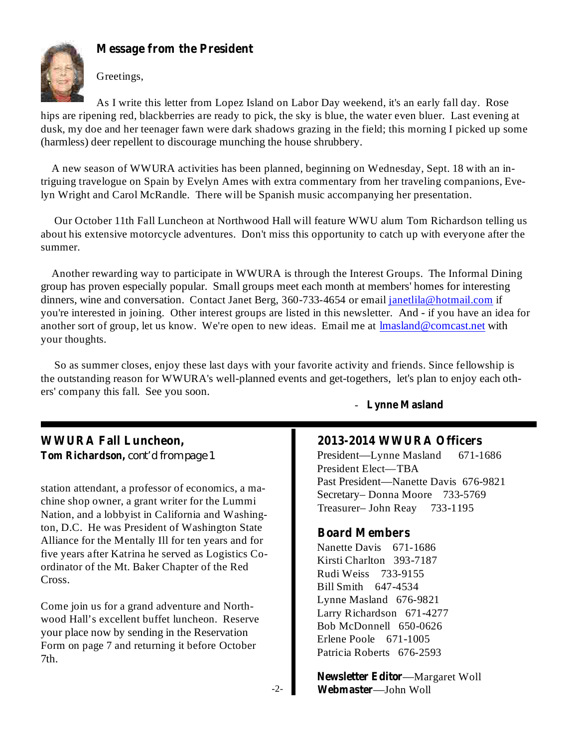## Message from the President

Greetings,

As I write this letter from Lopez Island on Labor Day weekend, it's an early fall day. Rose hips are ripening red, blackberries are ready to pick, the sky is blue, the water even bluer. Last evening at dusk, my doe and her teenager fawn were dark shadows grazing in the field; this morning I picked up some (harmless) deer repellent to discourage munching the house shrubbery.

A new season of WWURA activities has been planned, beginning on Wednesday, Sept. 18 with an intriguing travelogue on Spain by Evelyn Ames with extra commentary from her traveling companions, Evelyn Wright and Carol McRandle. There will be Spanish music accompanying her presentation.

Our October 11th Fall Luncheon at Northwood Hall will feature WWU alum Tom Richardson telling us about his extensive motorcycle adventures. Don't miss this opportunity to catch up with everyone after the summer.

Another rewarding way to participate in WWURA is through the Interest Groups. The Informal Dining group has proven especially popular. Small groups meet each month at members' homes for interesting dinners, wine and conversation. Contact Janet Berg, 360-733-4654 or email janetlila@hotmail.com if you're interested in joining. Other interest groups are listed in this newsletter. And - if you have an idea for another sort of group, let us know. We're open to new ideas. Email me at lmasland@comcast.net with your thoughts.

So as summer closes, enjoy these last days with your favorite activity and friends. Since fellowship is the outstanding reason for WWURA's well-planned events and get-togethers, let's plan to enjoy each others' company this fall. See you soon.

\- **Lynne Masland**

## WWURA Fall Luncheon,

**Tom Richardson,** cont'd from page 1

station attendant, a professor of economics, a machine shop owner, a grant writer for the Lummi Nation, and a lobbyist in California and Washington, D.C. He was President of Washington State Alliance for the Mentally Ill for ten years and for five years after Katrina he served as Logistics Coordinator of the Mt. Baker Chapter of the Red Cross.

Come join us for a grand adventure and Northwood Hall's excellent buffet luncheon. Reserve your place now by sending in the Reservation Form on page 7 and returning it before October 7th.

## 2013-2014 WWURA Officers

President—Lynne Masland 671-1686
President Elect—TBA
Past President—Nanette Davis 676-9821
Secretary– Donna Moore 733-5769
Treasurer– John Reay 733-1195

## Board Members

Nanette Davis 671-1686
Kirsti Charlton 393-7187
Rudi Weiss 733-9155
Bill Smith 647-4534
Lynne Masland 676-9821
Larry Richardson 671-4277
Bob McDonnell 650-0626
Erlene Poole 671-1005
Patricia Roberts 676-2593

**Newsletter Editor**—Margaret Woll
**Webmaster**—John Woll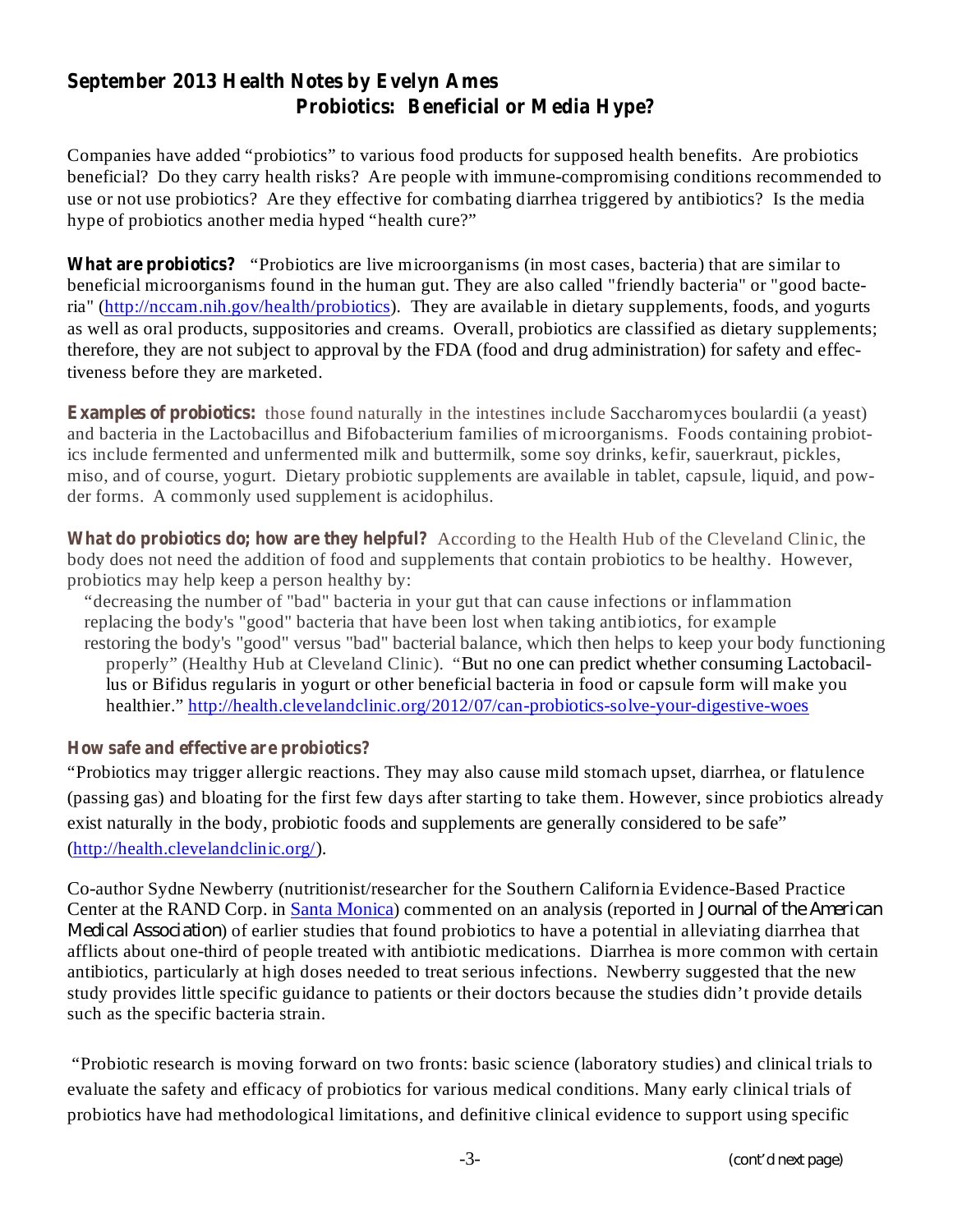## September 2013 Health Notes by Evelyn Ames

### Probiotics: Beneficial or Media Hype?

Companies have added "probiotics" to various food products for supposed health benefits. Are probiotics beneficial? Do they carry health risks? Are people with immune-compromising conditions recommended to use or not use probiotics? Are they effective for combating diarrhea triggered by antibiotics? Is the media hype of probiotics another media hyped "health cure?"

**What are probiotics?** "Probiotics are live microorganisms (in most cases, bacteria) that are similar to beneficial microorganisms found in the human gut. They are also called "friendly bacteria" or "good bacteria" (http://nccam.nih.gov/health/probiotics). They are available in dietary supplements, foods, and yogurts as well as oral products, suppositories and creams. Overall, probiotics are classified as dietary supplements; therefore, they are not subject to approval by the FDA (food and drug administration) for safety and effectiveness before they are marketed.

**Examples of probiotics:** those found naturally in the intestines include Saccharomyces boulardii (a yeast) and bacteria in the Lactobacillus and Bifobacterium families of microorganisms. Foods containing probiotics include fermented and unfermented milk and buttermilk, some soy drinks, kefir, sauerkraut, pickles, miso, and of course, yogurt. Dietary probiotic supplements are available in tablet, capsule, liquid, and powder forms. A commonly used supplement is acidophilus.

**What do probiotics do; how are they helpful?** According to the Health Hub of the Cleveland Clinic, the body does not need the addition of food and supplements that contain probiotics to be healthy. However, probiotics may help keep a person healthy by:

"decreasing the number of "bad" bacteria in your gut that can cause infections or inflammation
replacing the body's "good" bacteria that have been lost when taking antibiotics, for example
restoring the body's "good" versus "bad" bacterial balance, which then helps to keep your body functioning properly" (Healthy Hub at Cleveland Clinic). "But no one can predict whether consuming Lactobacillus or Bifidus regularis in yogurt or other beneficial bacteria in food or capsule form will make you healthier." http://health.clevelandclinic.org/2012/07/can-probiotics-solve-your-digestive-woes

**How safe and effective are probiotics?**

"Probiotics may trigger allergic reactions. They may also cause mild stomach upset, diarrhea, or flatulence (passing gas) and bloating for the first few days after starting to take them. However, since probiotics already exist naturally in the body, probiotic foods and supplements are generally considered to be safe" (http://health.clevelandclinic.org/).

Co-author Sydne Newberry (nutritionist/researcher for the Southern California Evidence-Based Practice Center at the RAND Corp. in Santa Monica) commented on an analysis (reported in *Journal of the American Medical Association*) of earlier studies that found probiotics to have a potential in alleviating diarrhea that afflicts about one-third of people treated with antibiotic medications. Diarrhea is more common with certain antibiotics, particularly at high doses needed to treat serious infections. Newberry suggested that the new study provides little specific guidance to patients or their doctors because the studies didn't provide details such as the specific bacteria strain.

"Probiotic research is moving forward on two fronts: basic science (laboratory studies) and clinical trials to evaluate the safety and efficacy of probiotics for various medical conditions. Many early clinical trials of probiotics have had methodological limitations, and definitive clinical evidence to support using specific

(cont'd next page)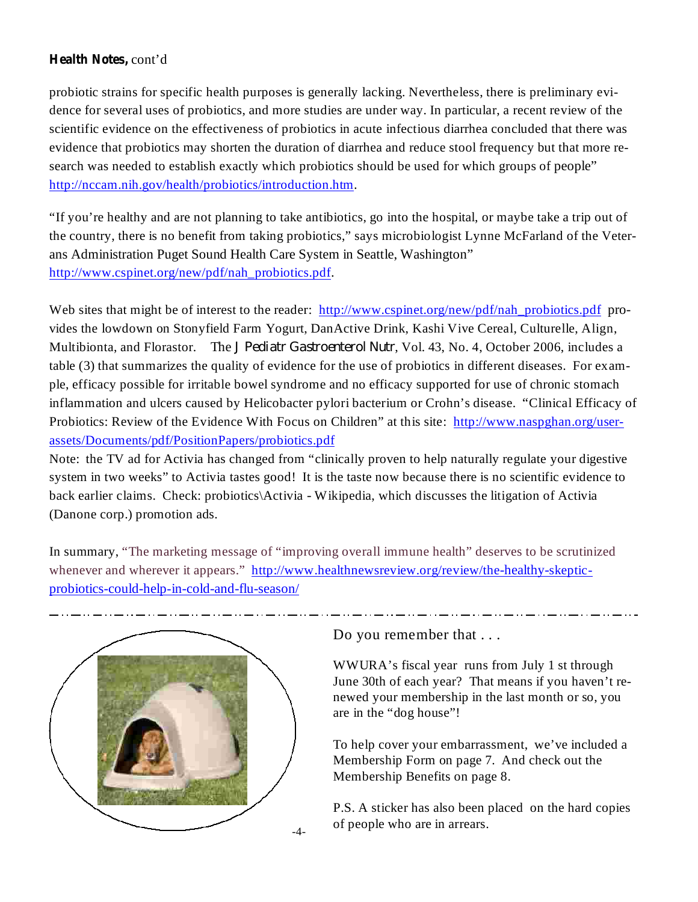**Health Notes,** cont'd

probiotic strains for specific health purposes is generally lacking. Nevertheless, there is preliminary evidence for several uses of probiotics, and more studies are under way. In particular, a recent review of the scientific evidence on the effectiveness of probiotics in acute infectious diarrhea concluded that there was evidence that probiotics may shorten the duration of diarrhea and reduce stool frequency but that more research was needed to establish exactly which probiotics should be used for which groups of people" http://nccam.nih.gov/health/probiotics/introduction.htm.

"If you're healthy and are not planning to take antibiotics, go into the hospital, or maybe take a trip out of the country, there is no benefit from taking probiotics," says microbiologist Lynne McFarland of the Veterans Administration Puget Sound Health Care System in Seattle, Washington" http://www.cspinet.org/new/pdf/nah_probiotics.pdf.

Web sites that might be of interest to the reader: http://www.cspinet.org/new/pdf/nah_probiotics.pdf provides the lowdown on Stonyfield Farm Yogurt, DanActive Drink, Kashi Vive Cereal, Culturelle, Align, Multibionta, and Florastor. The *J Pediatr Gastroenterol Nutr*, Vol. 43, No. 4, October 2006, includes a table (3) that summarizes the quality of evidence for the use of probiotics in different diseases. For example, efficacy possible for irritable bowel syndrome and no efficacy supported for use of chronic stomach inflammation and ulcers caused by Helicobacter pylori bacterium or Crohn's disease. "Clinical Efficacy of Probiotics: Review of the Evidence With Focus on Children" at this site: http://www.naspghan.org/user-assets/Documents/pdf/PositionPapers/probiotics.pdf

Note: the TV ad for Activia has changed from "clinically proven to help naturally regulate your digestive system in two weeks" to Activia tastes good! It is the taste now because there is no scientific evidence to back earlier claims. Check: probiotics\Activia - Wikipedia, which discusses the litigation of Activia (Danone corp.) promotion ads.

In summary, "The marketing message of "improving overall immune health" deserves to be scrutinized whenever and wherever it appears." http://www.healthnewsreview.org/review/the-healthy-skeptic-probiotics-could-help-in-cold-and-flu-season/

---

Do you remember that . . .

WWURA's fiscal year runs from July 1 st through June 30th of each year? That means if you haven't renewed your membership in the last month or so, you are in the "dog house"!

To help cover your embarrassment, we've included a Membership Form on page 7. And check out the Membership Benefits on page 8.

P.S. A sticker has also been placed on the hard copies of people who are in arrears.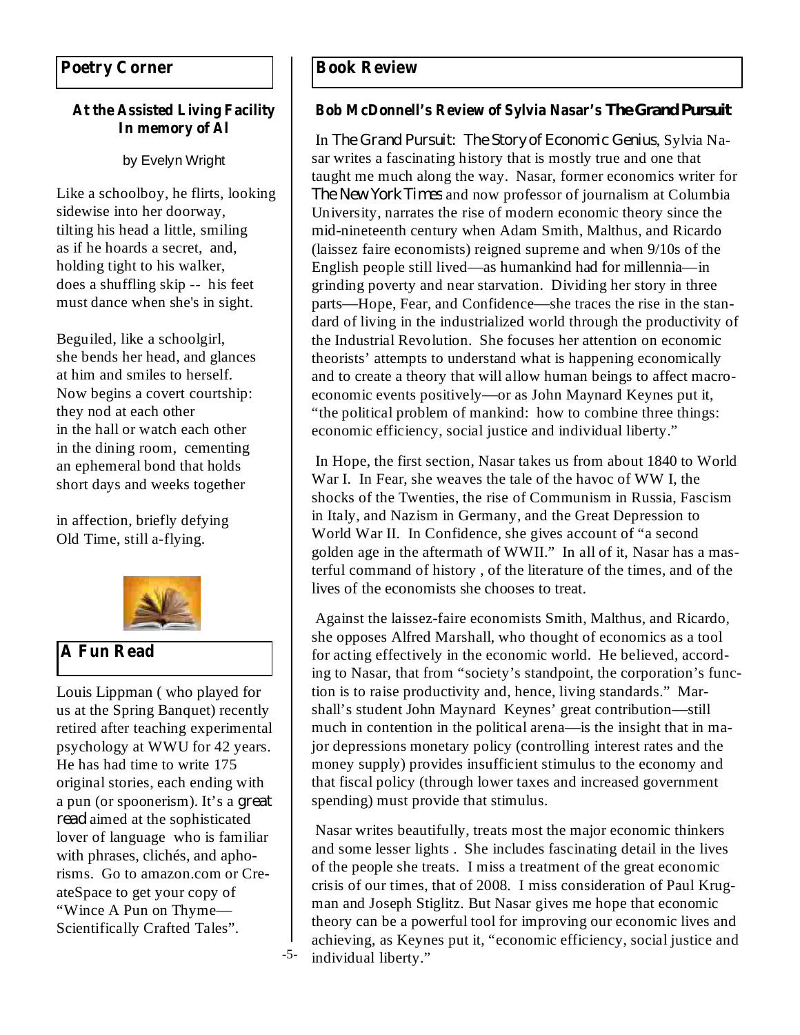## Poetry Corner

### At the Assisted Living Facility
### In memory of Al

by Evelyn Wright

Like a schoolboy, he flirts, looking
sidewise into her doorway,
tilting his head a little, smiling
as if he hoards a secret, and,
holding tight to his walker,
does a shuffling skip -- his feet
must dance when she's in sight.

Beguiled, like a schoolgirl,
she bends her head, and glances
at him and smiles to herself.
Now begins a covert courtship:
they nod at each other
in the hall or watch each other
in the dining room, cementing
an ephemeral bond that holds
short days and weeks together

in affection, briefly defying
Old Time, still a-flying.

## A Fun Read

Louis Lippman ( who played for us at the Spring Banquet) recently retired after teaching experimental psychology at WWU for 42 years. He has had time to write 175 original stories, each ending with a pun (or spoonerism). It's a *great read* aimed at the sophisticated lover of language who is familiar with phrases, clichés, and aphorisms. Go to amazon.com or CreateSpace to get your copy of "Wince A Pun on Thyme—Scientifically Crafted Tales".

## Book Review

### Bob McDonnell's Review of Sylvia Nasar's *The Grand Pursuit*

In *The Grand Pursuit: The Story of Economic Genius*, Sylvia Nasar writes a fascinating history that is mostly true and one that taught me much along the way. Nasar, former economics writer for *The New York Times* and now professor of journalism at Columbia University, narrates the rise of modern economic theory since the mid-nineteenth century when Adam Smith, Malthus, and Ricardo (laissez faire economists) reigned supreme and when 9/10s of the English people still lived—as humankind had for millennia—in grinding poverty and near starvation. Dividing her story in three parts—Hope, Fear, and Confidence—she traces the rise in the standard of living in the industrialized world through the productivity of the Industrial Revolution. She focuses her attention on economic theorists' attempts to understand what is happening economically and to create a theory that will allow human beings to affect macroeconomic events positively—or as John Maynard Keynes put it, "the political problem of mankind: how to combine three things: economic efficiency, social justice and individual liberty."

In Hope, the first section, Nasar takes us from about 1840 to World War I. In Fear, she weaves the tale of the havoc of WW I, the shocks of the Twenties, the rise of Communism in Russia, Fascism in Italy, and Nazism in Germany, and the Great Depression to World War II. In Confidence, she gives account of "a second golden age in the aftermath of WWII." In all of it, Nasar has a masterful command of history , of the literature of the times, and of the lives of the economists she chooses to treat.

Against the laissez-faire economists Smith, Malthus, and Ricardo, she opposes Alfred Marshall, who thought of economics as a tool for acting effectively in the economic world. He believed, according to Nasar, that from "society's standpoint, the corporation's function is to raise productivity and, hence, living standards." Marshall's student John Maynard Keynes' great contribution—still much in contention in the political arena—is the insight that in major depressions monetary policy (controlling interest rates and the money supply) provides insufficient stimulus to the economy and that fiscal policy (through lower taxes and increased government spending) must provide that stimulus.

Nasar writes beautifully, treats most the major economic thinkers and some lesser lights . She includes fascinating detail in the lives of the people she treats. I miss a treatment of the great economic crisis of our times, that of 2008. I miss consideration of Paul Krugman and Joseph Stiglitz. But Nasar gives me hope that economic theory can be a powerful tool for improving our economic lives and achieving, as Keynes put it, "economic efficiency, social justice and individual liberty."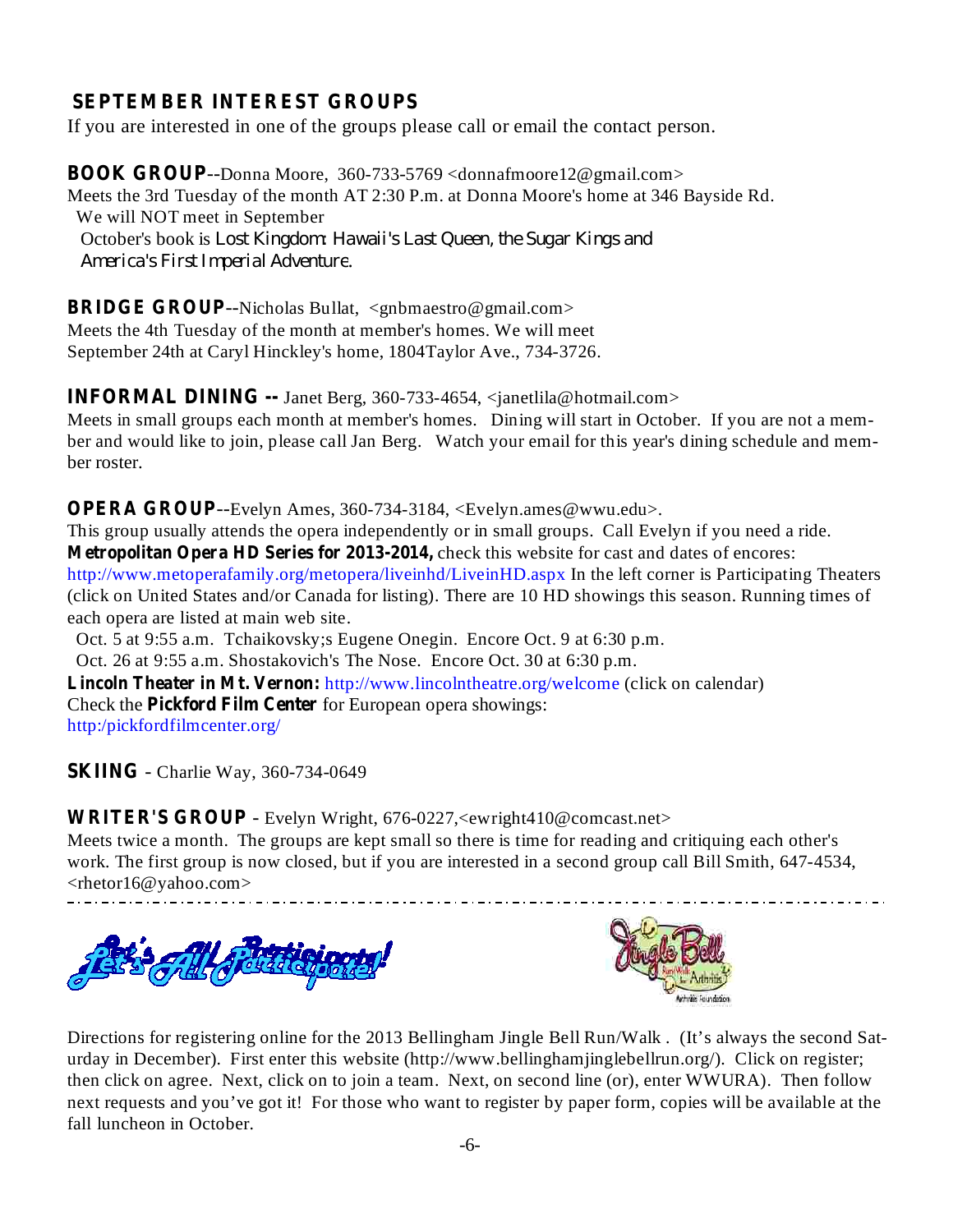## SEPTEMBER INTEREST GROUPS

If you are interested in one of the groups please call or email the contact person.

**BOOK GROUP**--Donna Moore, 360-733-5769 <donnafmoore12@gmail.com>
Meets the 3rd Tuesday of the month AT 2:30 P.m. at Donna Moore's home at 346 Bayside Rd.
We will NOT meet in September
October's book is Lost Kingdom: Hawaii's Last Queen, the Sugar Kings and America's First Imperial Adventure.

**BRIDGE GROUP**--Nicholas Bullat, <gnbmaestro@gmail.com>
Meets the 4th Tuesday of the month at member's homes. We will meet September 24th at Caryl Hinckley's home, 1804Taylor Ave., 734-3726.

**INFORMAL DINING --** Janet Berg, 360-733-4654, <janetlila@hotmail.com>
Meets in small groups each month at member's homes. Dining will start in October. If you are not a member and would like to join, please call Jan Berg. Watch your email for this year's dining schedule and member roster.

**OPERA GROUP**--Evelyn Ames, 360-734-3184, <Evelyn.ames@wwu.edu>.
This group usually attends the opera independently or in small groups. Call Evelyn if you need a ride.
**Metropolitan Opera HD Series for 2013-2014,** check this website for cast and dates of encores: http://www.metoperafamily.org/metopera/liveinhd/LiveinHD.aspx In the left corner is Participating Theaters (click on United States and/or Canada for listing). There are 10 HD showings this season. Running times of each opera are listed at main web site.
Oct. 5 at 9:55 a.m. Tchaikovsky;s Eugene Onegin. Encore Oct. 9 at 6:30 p.m.
Oct. 26 at 9:55 a.m. Shostakovich's The Nose. Encore Oct. 30 at 6:30 p.m.
**Lincoln Theater in Mt. Vernon:** http://www.lincolntheatre.org/welcome (click on calendar)
Check the **Pickford Film Center** for European opera showings:
http:/pickfordfilmcenter.org/

**SKIING** - Charlie Way, 360-734-0649

**WRITER'S GROUP** - Evelyn Wright, 676-0227,<ewright410@comcast.net>
Meets twice a month. The groups are kept small so there is time for reading and critiquing each other's work. The first group is now closed, but if you are interested in a second group call Bill Smith, 647-4534, <rhetor16@yahoo.com>

---

Let's All Participate!

Directions for registering online for the 2013 Bellingham Jingle Bell Run/Walk . (It's always the second Saturday in December). First enter this website (http://www.bellinghamjinglebellrun.org/). Click on register; then click on agree. Next, click on to join a team. Next, on second line (or), enter WWURA). Then follow next requests and you've got it! For those who want to register by paper form, copies will be available at the fall luncheon in October.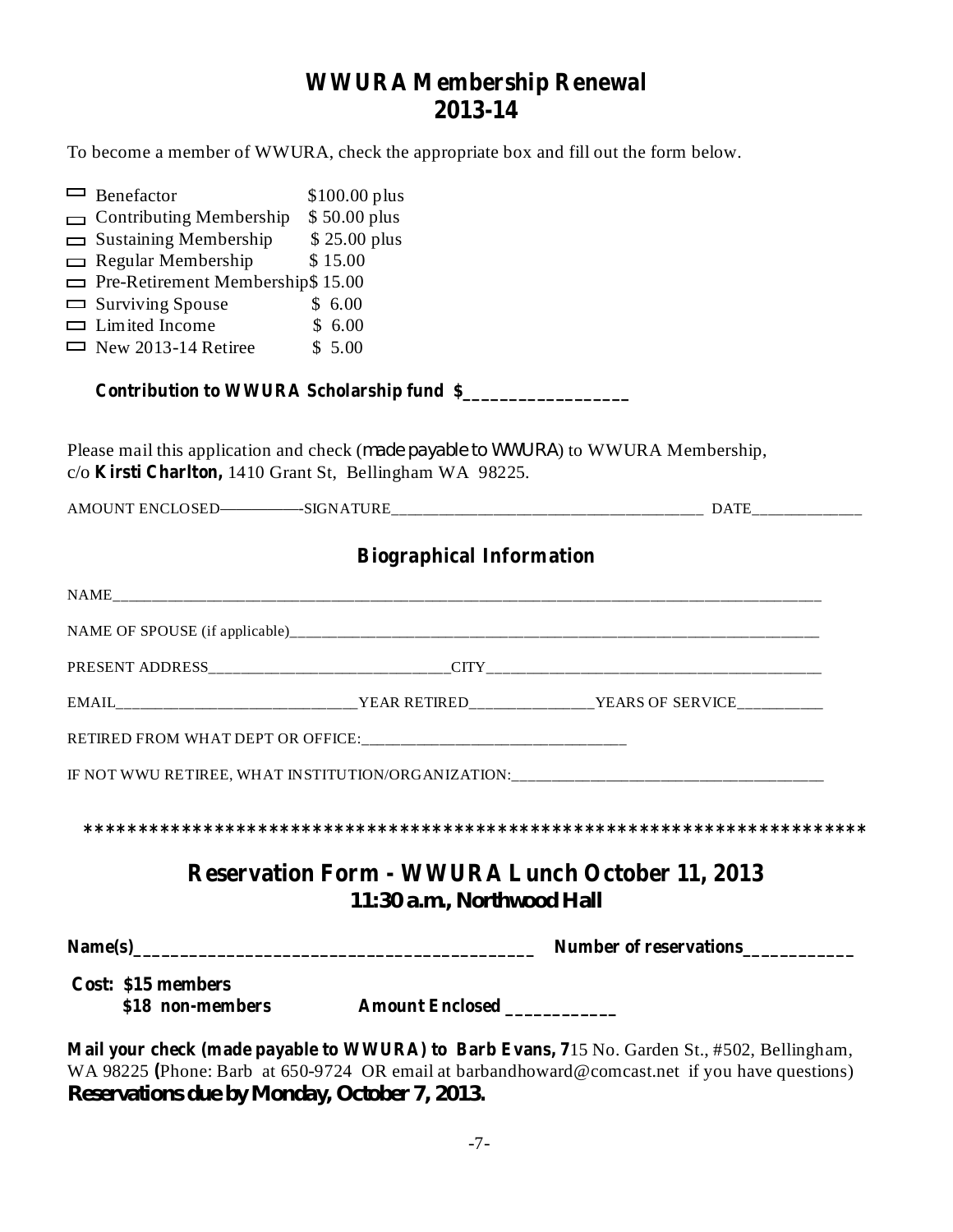# WWURA Membership Renewal
# 2013-14

To become a member of WWURA, check the appropriate box and fill out the form below.

- ☐ Benefactor $100.00 plus
- ☐ Contributing Membership $ 50.00 plus
- ☐ Sustaining Membership $ 25.00 plus
- ☐ Regular Membership $ 15.00
- ☐ Pre-Retirement Membership $ 15.00
- ☐ Surviving Spouse $ 6.00
- ☐ Limited Income $ 6.00
- ☐ New 2013-14 Retiree $ 5.00

**Contribution to WWURA Scholarship fund $__________________**

Please mail this application and check (made payable to WWURA) to WWURA Membership, c/o **Kirsti Charlton,** 1410 Grant St, Bellingham WA 98225.

AMOUNT ENCLOSED——————SIGNATURE______________________________________ DATE______________

## Biographical Information

NAME____________________________________________________________________________________

NAME OF SPOUSE (if applicable)______________________________________________________________

PRESENT ADDRESS______________________________CITY__________________________________________

EMAIL______________________________YEAR RETIRED_______________YEARS OF SERVICE___________

RETIRED FROM WHAT DEPT OR OFFICE:_________________________________

IF NOT WWU RETIREE, WHAT INSTITUTION/ORGANIZATION:_______________________________________

****************************************************************************

## Reservation Form - WWURA Lunch October 11, 2013
### 11:30 a.m., Northwood Hall

**Name(s)__________________________________________ Number of reservations____________**

**Cost: $15 members**
**$18 non-members Amount Enclosed ____________**

**Mail your check (made payable to WWURA) to Barb Evans, 7**15 No. Garden St., #502, Bellingham, WA 98225 **(**Phone: Barb at 650-9724 OR email at barbandhoward@comcast.net if you have questions)

**Reservations due by Monday, October 7, 2013.**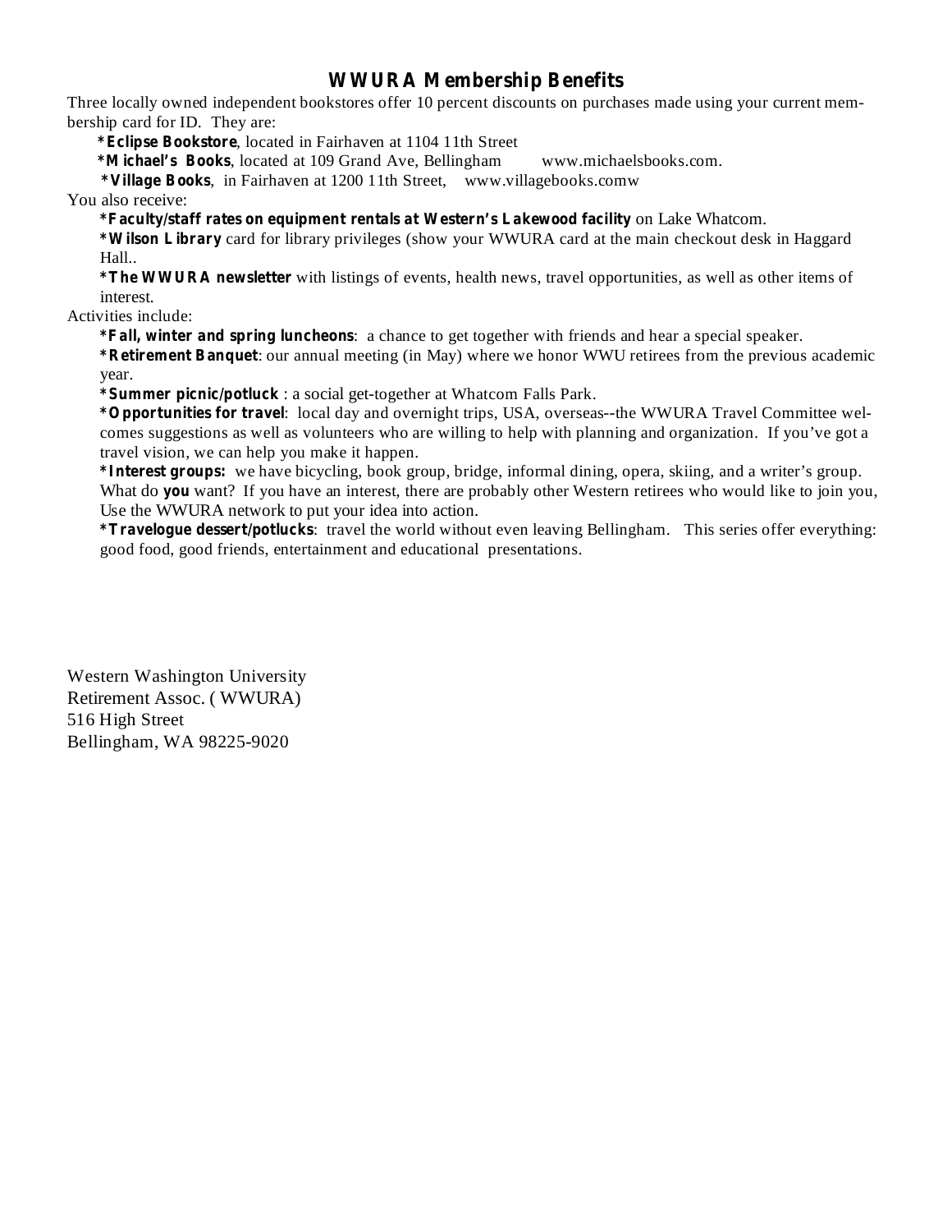## WWURA Membership Benefits

Three locally owned independent bookstores offer 10 percent discounts on purchases made using your current membership card for ID. They are:

- ***Eclipse Bookstore**, located in Fairhaven at 1104 11th Street
- ***Michael's Books**, located at 109 Grand Ave, Bellingham www.michaelsbooks.com.
- ***Village Books**, in Fairhaven at 1200 11th Street, www.villagebooks.comw

You also receive:

- ***Faculty/staff rates on equipment rentals at Western's Lakewood facility** on Lake Whatcom.
- ***Wilson Library** card for library privileges (show your WWURA card at the main checkout desk in Haggard Hall..
- ***The WWURA newsletter** with listings of events, health news, travel opportunities, as well as other items of interest.

Activities include:

- ***Fall, winter and spring luncheons**: a chance to get together with friends and hear a special speaker.
- ***Retirement Banquet**: our annual meeting (in May) where we honor WWU retirees from the previous academic year.
- ***Summer picnic/potluck** : a social get-together at Whatcom Falls Park.
- ***Opportunities for travel**: local day and overnight trips, USA, overseas--the WWURA Travel Committee welcomes suggestions as well as volunteers who are willing to help with planning and organization. If you've got a travel vision, we can help you make it happen.
- ***Interest groups:** we have bicycling, book group, bridge, informal dining, opera, skiing, and a writer's group. What do **you** want? If you have an interest, there are probably other Western retirees who would like to join you, Use the WWURA network to put your idea into action.
- ***Travelogue dessert/potlucks**: travel the world without even leaving Bellingham. This series offer everything: good food, good friends, entertainment and educational presentations.

Western Washington University
Retirement Assoc. ( WWURA)
516 High Street
Bellingham, WA 98225-9020